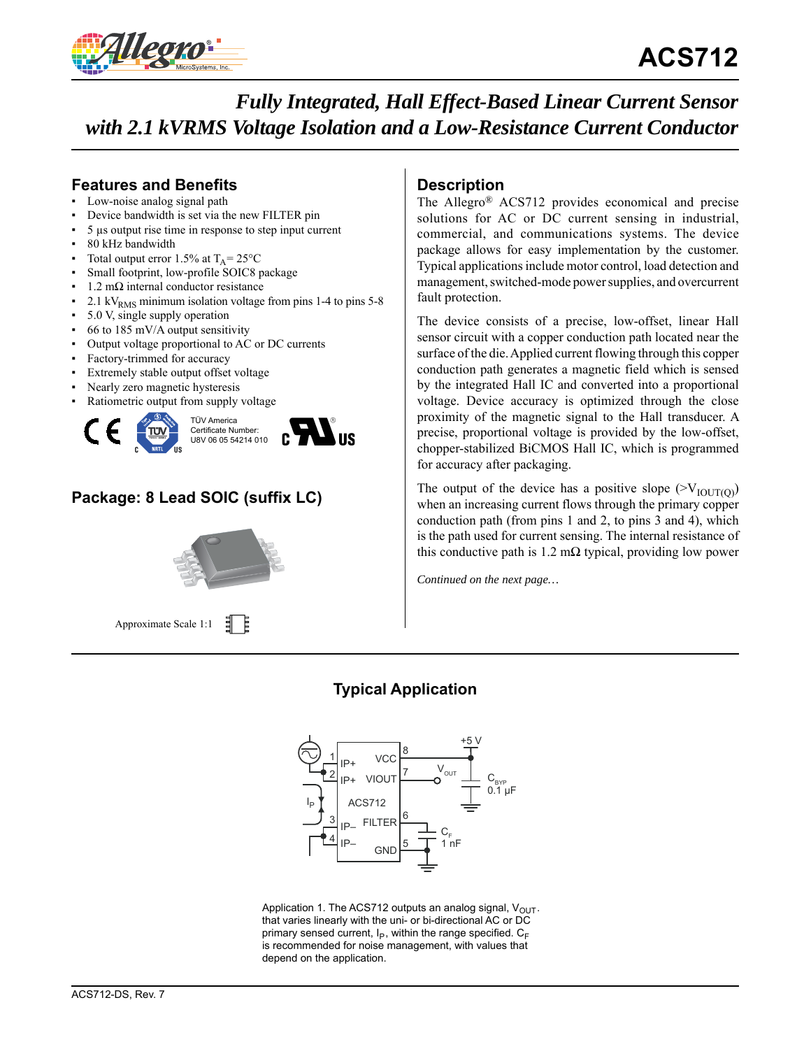# ACS712

## *Fully Integrated, Hall Effect-Based Linear Current Sensor with 2.1 kVRMS Voltage Isolation and a Low-Resistance Current Conductor*

### Features and Benefits

- Low-noise analog signal path
- Device bandwidth is set via the new FILTER pin
- 5 µs output rise time in response to step input current
- 80 kHz bandwidth
- Total output error 1.5% at $T_A$= 25°C
- Small footprint, low-profile SOIC8 package
- 1.2 mΩ internal conductor resistance
- 2.1 $kV_{RMS}$ minimum isolation voltage from pins 1-4 to pins 5-8
- 5.0 V, single supply operation
- 66 to 185 mV/A output sensitivity
- Output voltage proportional to AC or DC currents
- Factory-trimmed for accuracy
- Extremely stable output offset voltage
- Nearly zero magnetic hysteresis
- Ratiometric output from supply voltage

TÜV America Certificate Number: U8V 06 05 54214 010

### Package: 8 Lead SOIC (suffix LC)

Approximate Scale 1:1

### Description

The Allegro® ACS712 provides economical and precise solutions for AC or DC current sensing in industrial, commercial, and communications systems. The device package allows for easy implementation by the customer. Typical applications include motor control, load detection and management, switched-mode power supplies, and overcurrent fault protection.

The device consists of a precise, low-offset, linear Hall sensor circuit with a copper conduction path located near the surface of the die. Applied current flowing through this copper conduction path generates a magnetic field which is sensed by the integrated Hall IC and converted into a proportional voltage. Device accuracy is optimized through the close proximity of the magnetic signal to the Hall transducer. A precise, proportional voltage is provided by the low-offset, chopper-stabilized BiCMOS Hall IC, which is programmed for accuracy after packaging.

The output of the device has a positive slope (>$V_{IOUT(Q)}$) when an increasing current flows through the primary copper conduction path (from pins 1 and 2, to pins 3 and 4), which is the path used for current sensing. The internal resistance of this conductive path is 1.2 mΩ typical, providing low power

*Continued on the next page…*

### Typical Application

Application 1. The ACS712 outputs an analog signal, $V_{OUT}$. that varies linearly with the uni- or bi-directional AC or DC primary sensed current, $I_P$, within the range specified. $C_F$ is recommended for noise management, with values that depend on the application.

ACS712-DS, Rev. 7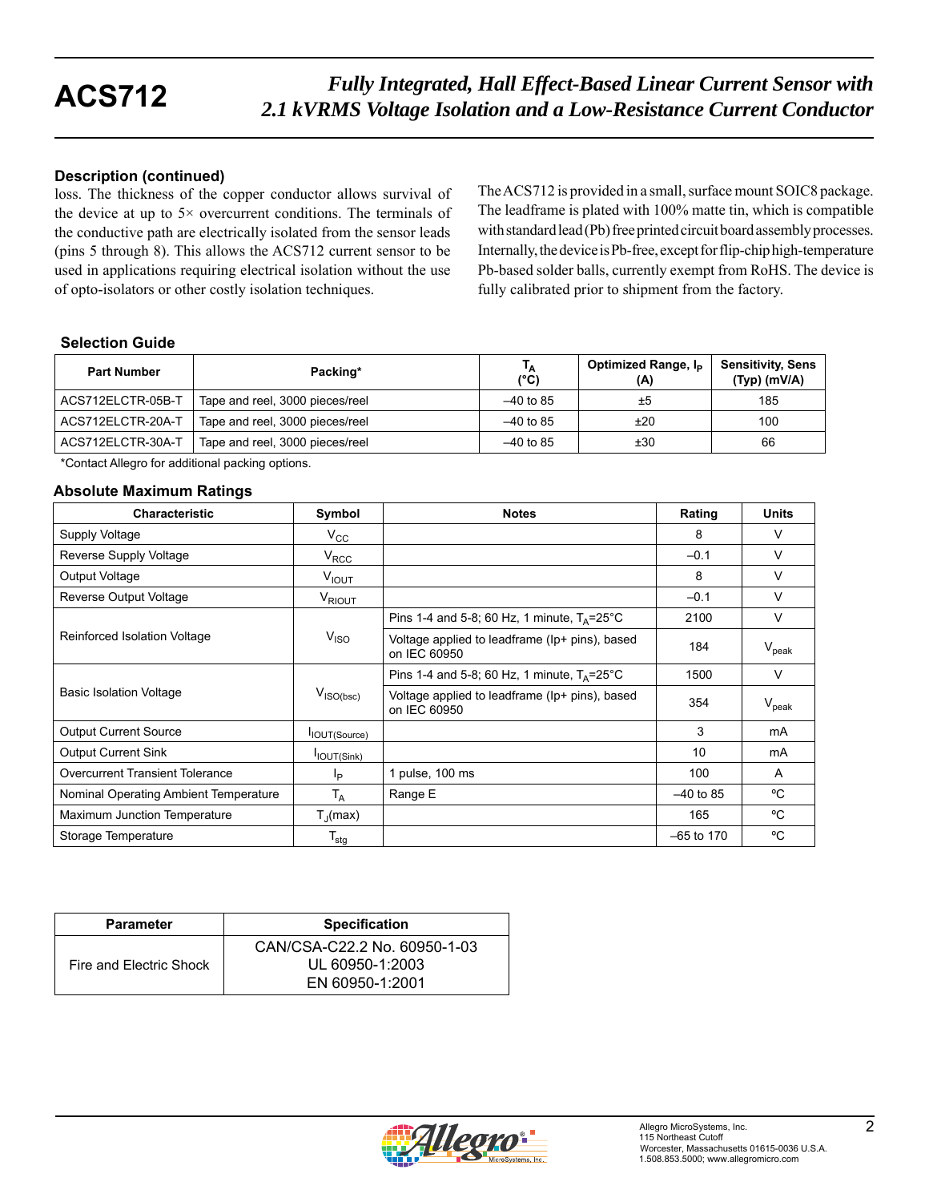### Description (continued)

loss. The thickness of the copper conductor allows survival of the device at up to 5× overcurrent conditions. The terminals of the conductive path are electrically isolated from the sensor leads (pins 5 through 8). This allows the ACS712 current sensor to be used in applications requiring electrical isolation without the use of opto-isolators or other costly isolation techniques.

The ACS712 is provided in a small, surface mount SOIC8 package. The leadframe is plated with 100% matte tin, which is compatible with standard lead (Pb) free printed circuit board assembly processes. Internally, the device is Pb-free, except for flip-chip high-temperature Pb-based solder balls, currently exempt from RoHS. The device is fully calibrated prior to shipment from the factory.

### Selection Guide

| Part Number | Packing* | $T_A$ (°C) | Optimized Range, $I_P$ (A) | Sensitivity, Sens (Typ) (mV/A) |
|---|---|---|---|---|
| ACS712ELCTR-05B-T | Tape and reel, 3000 pieces/reel | –40 to 85 | ±5 | 185 |
| ACS712ELCTR-20A-T | Tape and reel, 3000 pieces/reel | –40 to 85 | ±20 | 100 |
| ACS712ELCTR-30A-T | Tape and reel, 3000 pieces/reel | –40 to 85 | ±30 | 66 |

*Contact Allegro for additional packing options.

### Absolute Maximum Ratings

| Characteristic | Symbol | Notes | Rating | Units |
|---|---|---|---|---|
| Supply Voltage | $V_{CC}$ | | 8 | V |
| Reverse Supply Voltage | $V_{RCC}$ | | –0.1 | V |
| Output Voltage | $V_{IOUT}$ | | 8 | V |
| Reverse Output Voltage | $V_{RIOUT}$ | | –0.1 | V |
| Reinforced Isolation Voltage | $V_{ISO}$ | Pins 1-4 and 5-8; 60 Hz, 1 minute, $T_A$=25°C | 2100 | V |
| | | Voltage applied to leadframe (Ip+ pins), based on IEC 60950 | 184 | $V_{peak}$ |
| Basic Isolation Voltage | $V_{ISO(bsc)}$ | Pins 1-4 and 5-8; 60 Hz, 1 minute, $T_A$=25°C | 1500 | V |
| | | Voltage applied to leadframe (Ip+ pins), based on IEC 60950 | 354 | $V_{peak}$ |
| Output Current Source | $I_{IOUT(Source)}$ | | 3 | mA |
| Output Current Sink | $I_{IOUT(Sink)}$ | | 10 | mA |
| Overcurrent Transient Tolerance | $I_P$ | 1 pulse, 100 ms | 100 | A |
| Nominal Operating Ambient Temperature | $T_A$ | Range E | –40 to 85 | ºC |
| Maximum Junction Temperature | $T_J$(max) | | 165 | ºC |
| Storage Temperature | $T_{stg}$ | | –65 to 170 | ºC |

| Parameter | Specification |
|---|---|
| Fire and Electric Shock | CAN/CSA-C22.2 No. 60950-1-03<br>UL 60950-1:2003<br>EN 60950-1:2001 |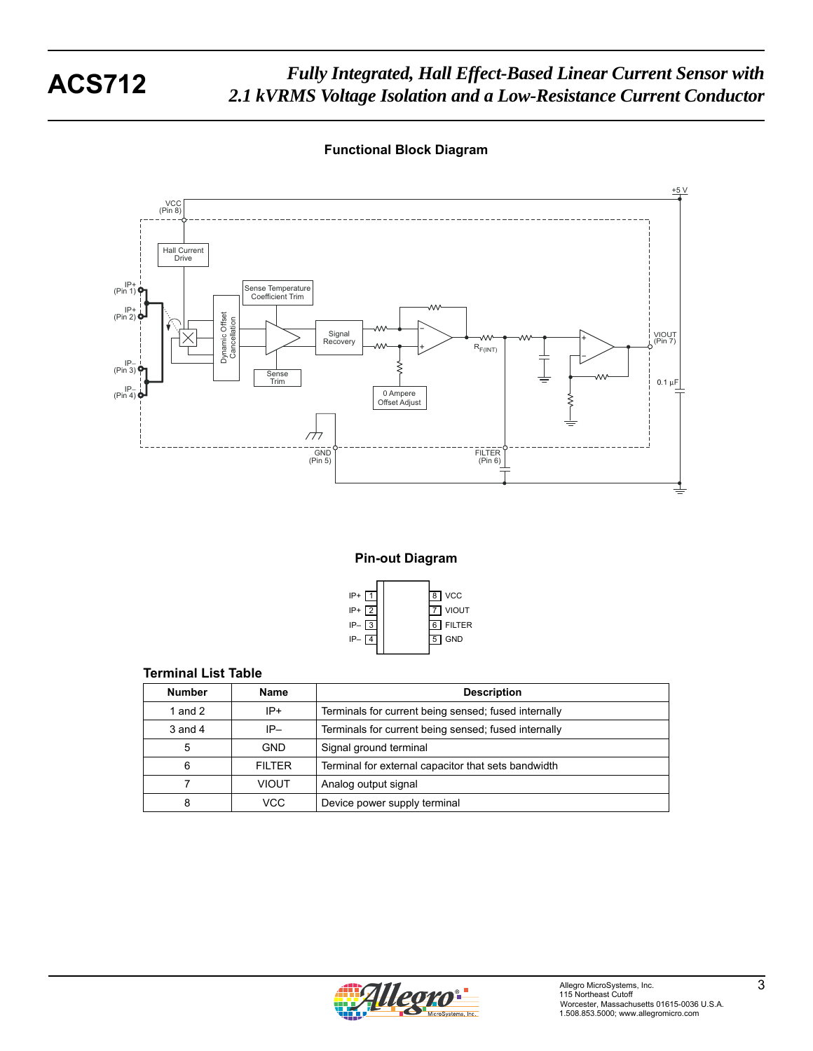## Functional Block Diagram

## Pin-out Diagram

| | | | |
|---|---|---|---|
| IP+ | 1 | 8 | VCC |
| IP+ | 2 | 7 | VIOUT |
| IP– | 3 | 6 | FILTER |
| IP– | 4 | 5 | GND |

### Terminal List Table

| Number | Name | Description |
|---|---|---|
| 1 and 2 | IP+ | Terminals for current being sensed; fused internally |
| 3 and 4 | IP– | Terminals for current being sensed; fused internally |
| 5 | GND | Signal ground terminal |
| 6 | FILTER | Terminal for external capacitor that sets bandwidth |
| 7 | VIOUT | Analog output signal |
| 8 | VCC | Device power supply terminal |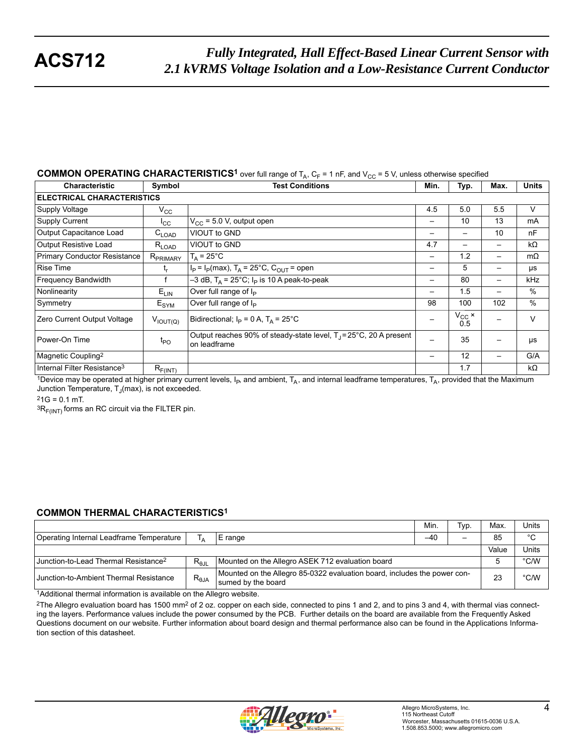## COMMON OPERATING CHARACTERISTICS[1] over full range of $T_A$, $C_F$ = 1 nF, and $V_{CC}$ = 5 V, unless otherwise specified

| Characteristic | Symbol | Test Conditions | Min. | Typ. | Max. | Units |
|---|---|---|---|---|---|---|
| **ELECTRICAL CHARACTERISTICS** | | | | | | |
| Supply Voltage | $V_{CC}$ | | 4.5 | 5.0 | 5.5 | V |
| Supply Current | $I_{CC}$ | $V_{CC}$ = 5.0 V, output open | – | 10 | 13 | mA |
| Output Capacitance Load | $C_{LOAD}$ | VIOUT to GND | – | – | 10 | nF |
| Output Resistive Load | $R_{LOAD}$ | VIOUT to GND | 4.7 | – | – | kΩ |
| Primary Conductor Resistance | $R_{PRIMARY}$ | $T_A$ = 25°C | – | 1.2 | – | mΩ |
| Rise Time | $t_r$ | $I_P = I_P$(max), $T_A$ = 25°C, $C_{OUT}$ = open | – | 5 | – | μs |
| Frequency Bandwidth | f | –3 dB, $T_A$ = 25°C; $I_P$ is 10 A peak-to-peak | – | 80 | – | kHz |
| Nonlinearity | $E_{LIN}$ | Over full range of $I_P$ | – | 1.5 | – | % |
| Symmetry | $E_{SYM}$ | Over full range of $I_P$ | 98 | 100 | 102 | % |
| Zero Current Output Voltage | $V_{IOUT(Q)}$ | Bidirectional; $I_P$ = 0 A, $T_A$ = 25°C | – | $V_{CC}$ × 0.5 | – | V |
| Power-On Time | $t_{PO}$ | Output reaches 90% of steady-state level, $T_J$ = 25°C, 20 A present on leadframe | – | 35 | – | μs |
| Magnetic Coupling[2] | | | – | 12 | – | G/A |
| Internal Filter Resistance[3] | $R_{F(INT)}$ | | | 1.7 | | kΩ |

[1]Device may be operated at higher primary current levels, $I_P$, and ambient, $T_A$, and internal leadframe temperatures, $T_A$, provided that the Maximum Junction Temperature, $T_J$(max), is not exceeded.

[2]1G = 0.1 mT.

[3]$R_{F(INT)}$ forms an RC circuit via the FILTER pin.

## COMMON THERMAL CHARACTERISTICS[1]

| | | | Min. | Typ. | Max. | Units |
|---|---|---|---|---|---|---|
| Operating Internal Leadframe Temperature | $T_A$ | E range | –40 | – | 85 | °C |
| | | | | | Value | Units |
| Junction-to-Lead Thermal Resistance[2] | $R_{\theta JL}$ | Mounted on the Allegro ASEK 712 evaluation board | | | 5 | °C/W |
| Junction-to-Ambient Thermal Resistance | $R_{\theta JA}$ | Mounted on the Allegro 85-0322 evaluation board, includes the power consumed by the board | | | 23 | °C/W |

[1]Additional thermal information is available on the Allegro website.

[2]The Allegro evaluation board has 1500 mm$^2$ of 2 oz. copper on each side, connected to pins 1 and 2, and to pins 3 and 4, with thermal vias connecting the layers. Performance values include the power consumed by the PCB. Further details on the board are available from the Frequently Asked Questions document on our website. Further information about board design and thermal performance also can be found in the Applications Information section of this datasheet.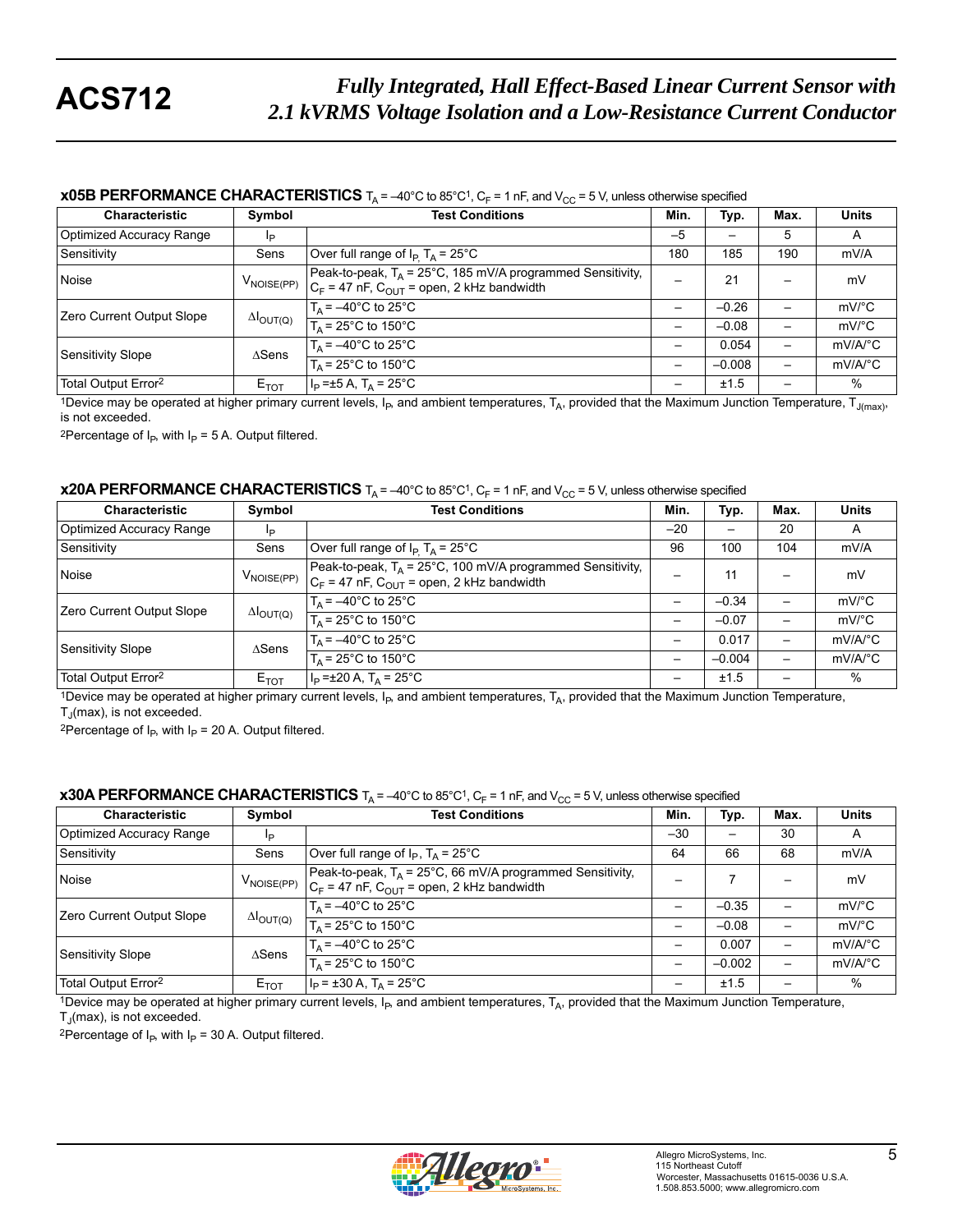## x05B PERFORMANCE CHARACTERISTICS $T_A$ = –40°C to 85°C[1], $C_F$ = 1 nF, and $V_{CC}$ = 5 V, unless otherwise specified

| Characteristic | Symbol | Test Conditions | Min. | Typ. | Max. | Units |
|---|---|---|---|---|---|---|
| Optimized Accuracy Range | $I_P$ | | –5 | – | 5 | A |
| Sensitivity | Sens | Over full range of $I_P$, $T_A$ = 25°C | 180 | 185 | 190 | mV/A |
| Noise | $V_{NOISE(PP)}$ | Peak-to-peak, $T_A$ = 25°C, 185 mV/A programmed Sensitivity, $C_F$ = 47 nF, $C_{OUT}$ = open, 2 kHz bandwidth | – | 21 | – | mV |
| Zero Current Output Slope | $\Delta I_{OUT(Q)}$ | $T_A$ = –40°C to 25°C | – | –0.26 | – | mV/°C |
| | | $T_A$ = 25°C to 150°C | – | –0.08 | – | mV/°C |
| Sensitivity Slope | ΔSens | $T_A$ = –40°C to 25°C | – | 0.054 | – | mV/A/°C |
| | | $T_A$ = 25°C to 150°C | – | –0.008 | – | mV/A/°C |
| Total Output Error[2] | $E_{TOT}$ | $I_P$ =±5 A, $T_A$ = 25°C | – | ±1.5 | – | % |

[1]Device may be operated at higher primary current levels, $I_P$, and ambient temperatures, $T_A$, provided that the Maximum Junction Temperature, $T_{J(max)}$, is not exceeded.

[2]Percentage of $I_P$, with $I_P$ = 5 A. Output filtered.

## x20A PERFORMANCE CHARACTERISTICS $T_A$ = –40°C to 85°C[1], $C_F$ = 1 nF, and $V_{CC}$ = 5 V, unless otherwise specified

| Characteristic | Symbol | Test Conditions | Min. | Typ. | Max. | Units |
|---|---|---|---|---|---|---|
| Optimized Accuracy Range | $I_P$ | | –20 | – | 20 | A |
| Sensitivity | Sens | Over full range of $I_P$, $T_A$ = 25°C | 96 | 100 | 104 | mV/A |
| Noise | $V_{NOISE(PP)}$ | Peak-to-peak, $T_A$ = 25°C, 100 mV/A programmed Sensitivity, $C_F$ = 47 nF, $C_{OUT}$ = open, 2 kHz bandwidth | – | 11 | – | mV |
| Zero Current Output Slope | $\Delta I_{OUT(Q)}$ | $T_A$ = –40°C to 25°C | – | –0.34 | – | mV/°C |
| | | $T_A$ = 25°C to 150°C | – | –0.07 | – | mV/°C |
| Sensitivity Slope | ΔSens | $T_A$ = –40°C to 25°C | – | 0.017 | – | mV/A/°C |
| | | $T_A$ = 25°C to 150°C | – | –0.004 | – | mV/A/°C |
| Total Output Error[2] | $E_{TOT}$ | $I_P$ =±20 A, $T_A$ = 25°C | – | ±1.5 | – | % |

[1]Device may be operated at higher primary current levels, $I_P$, and ambient temperatures, $T_A$, provided that the Maximum Junction Temperature, $T_J$(max), is not exceeded.

[2]Percentage of $I_P$, with $I_P$ = 20 A. Output filtered.

## x30A PERFORMANCE CHARACTERISTICS $T_A$ = –40°C to 85°C[1], $C_F$ = 1 nF, and $V_{CC}$ = 5 V, unless otherwise specified

| Characteristic | Symbol | Test Conditions | Min. | Typ. | Max. | Units |
|---|---|---|---|---|---|---|
| Optimized Accuracy Range | $I_P$ | | –30 | – | 30 | A |
| Sensitivity | Sens | Over full range of $I_P$, $T_A$ = 25°C | 64 | 66 | 68 | mV/A |
| Noise | $V_{NOISE(PP)}$ | Peak-to-peak, $T_A$ = 25°C, 66 mV/A programmed Sensitivity, $C_F$ = 47 nF, $C_{OUT}$ = open, 2 kHz bandwidth | – | 7 | – | mV |
| Zero Current Output Slope | $\Delta I_{OUT(Q)}$ | $T_A$ = –40°C to 25°C | – | –0.35 | – | mV/°C |
| | | $T_A$ = 25°C to 150°C | – | –0.08 | – | mV/°C |
| Sensitivity Slope | ΔSens | $T_A$ = –40°C to 25°C | – | 0.007 | – | mV/A/°C |
| | | $T_A$ = 25°C to 150°C | – | –0.002 | – | mV/A/°C |
| Total Output Error[2] | $E_{TOT}$ | $I_P$ = ±30 A, $T_A$ = 25°C | – | ±1.5 | – | % |

[1]Device may be operated at higher primary current levels, $I_P$, and ambient temperatures, $T_A$, provided that the Maximum Junction Temperature, $T_J$(max), is not exceeded.

[2]Percentage of $I_P$, with $I_P$ = 30 A. Output filtered.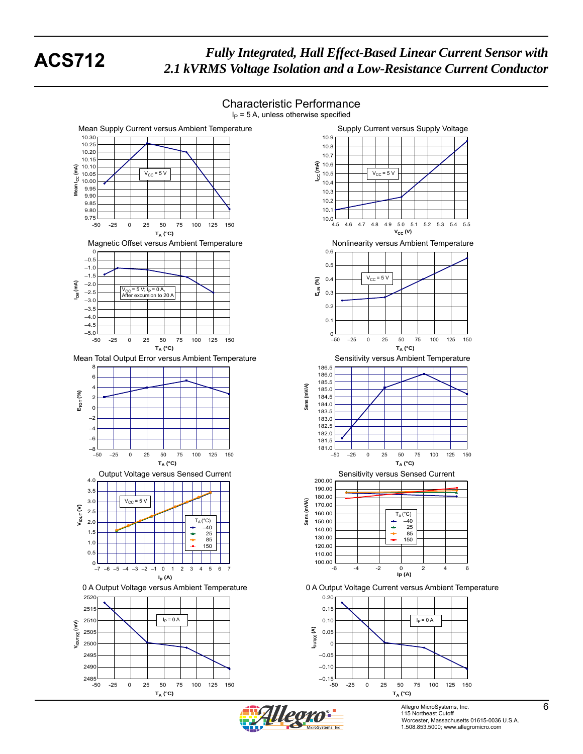## Characteristic Performance

$I_P$ = 5 A, unless otherwise specified

**Mean Supply Current versus Ambient Temperature**

$V_{CC}$ = 5 V

Mean $I_{CC}$ (mA) vs. $T_A$ (°C)

**Supply Current versus Supply Voltage**

$V_{CC}$ = 5 V

$I_{CC}$ (mA) vs. $V_{CC}$ (V)

**Magnetic Offset versus Ambient Temperature**

$V_{CC}$ = 5 V; $I_P$ = 0 A, After excursion to 20 A

$I_{OM}$ (mA) vs. $T_A$ (°C)

**Nonlinearity versus Ambient Temperature**

$V_{CC}$ = 5 V

$E_{LIN}$ (%) vs. $T_A$ (°C)

**Mean Total Output Error versus Ambient Temperature**

$E_{TOT}$ (%) vs. $T_A$ (°C)

**Sensitivity versus Ambient Temperature**

Sens (mV/A) vs. $T_A$ (°C)

**Output Voltage versus Sensed Current**

$V_{CC}$ = 5 V

$T_A$ (°C): –40, 25, 85, 150

$V_{IOUT}$ (V) vs. $I_P$ (A)

**Sensitivity versus Sensed Current**

$T_A$ (°C): –40, 25, 85, 150

Sens (mV/A) vs. Ip (A)

**0 A Output Voltage versus Ambient Temperature**

$I_P$ = 0 A

$V_{IOUT(Q)}$ (mV) vs. $T_A$ (°C)

**0 A Output Voltage Current versus Ambient Temperature**

$I_P$ = 0 A

$I_{OUT(Q)}$ (A) vs. $T_A$ (°C)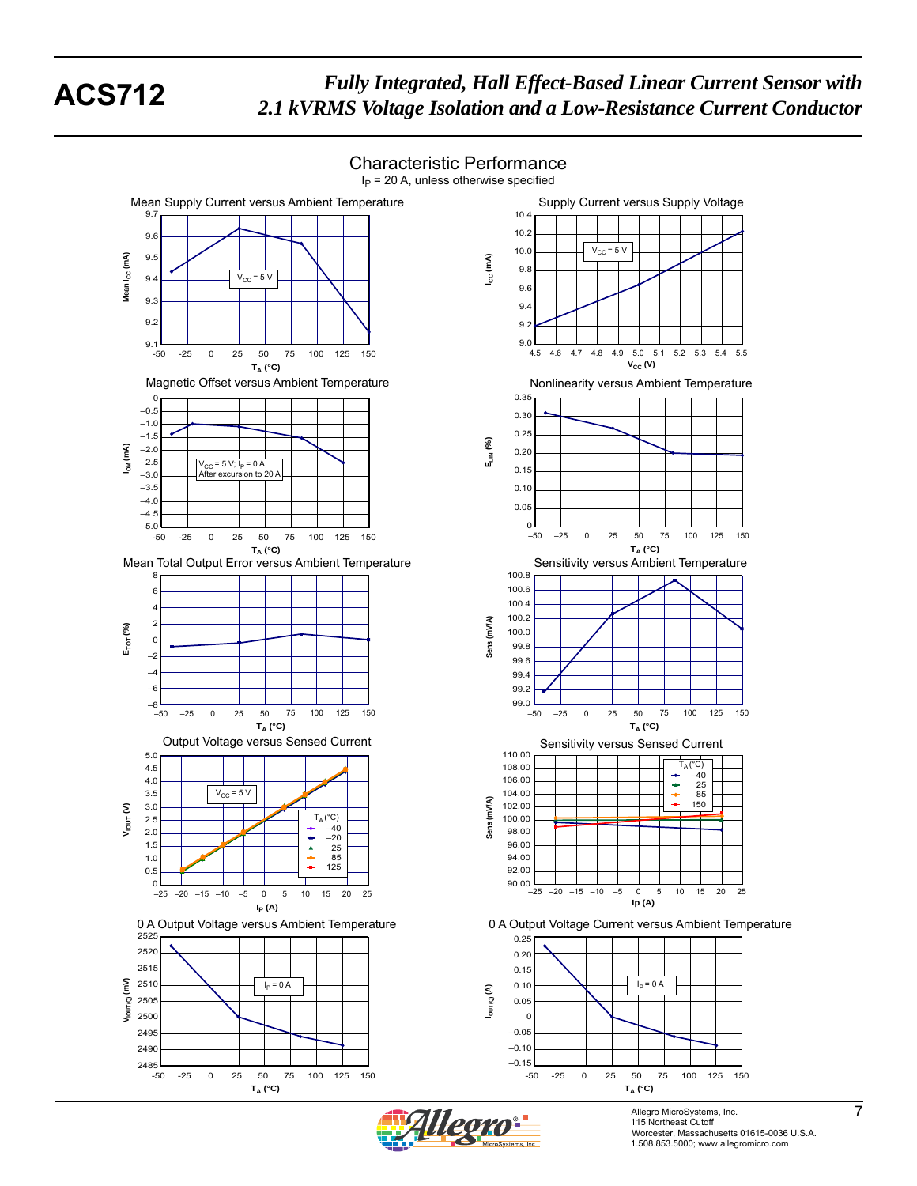## Characteristic Performance

$I_P$ = 20 A, unless otherwise specified

**Mean Supply Current versus Ambient Temperature**

$V_{CC}$ = 5 V

**Supply Current versus Supply Voltage**

$V_{CC}$ = 5 V

**Magnetic Offset versus Ambient Temperature**

$V_{CC}$ = 5 V; $I_P$ = 0 A, After excursion to 20 A

**Nonlinearity versus Ambient Temperature**

**Mean Total Output Error versus Ambient Temperature**

**Sensitivity versus Ambient Temperature**

**Output Voltage versus Sensed Current**

$V_{CC}$ = 5 V

**Sensitivity versus Sensed Current**

**0 A Output Voltage versus Ambient Temperature**

$I_P$ = 0 A

**0 A Output Voltage Current versus Ambient Temperature**

$I_P$ = 0 A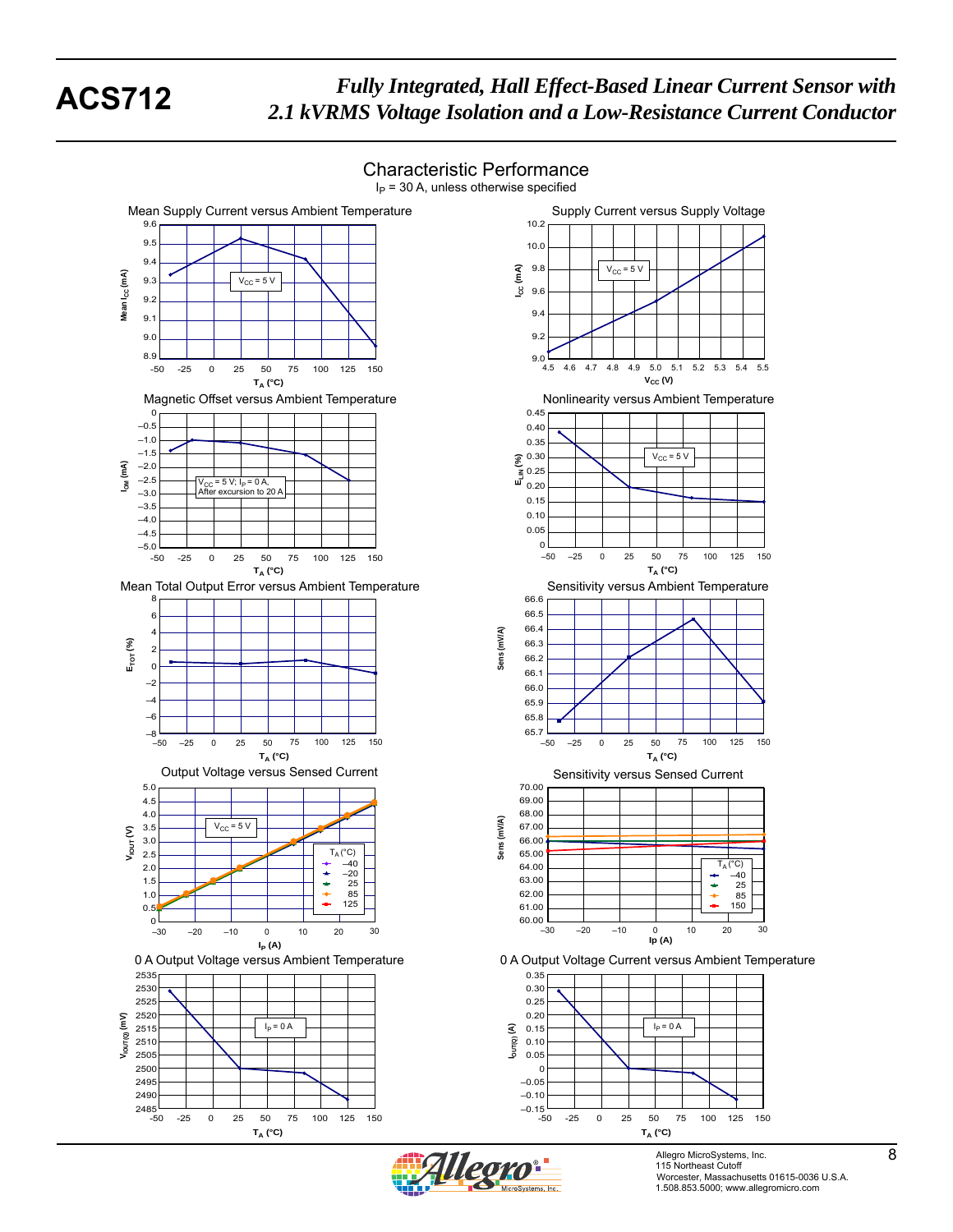## Characteristic Performance

$I_P$ = 30 A, unless otherwise specified

**Mean Supply Current versus Ambient Temperature**

$V_{CC}$ = 5 V

Mean $I_{CC}$ (mA) vs. $T_A$ (°C)

**Supply Current versus Supply Voltage**

$V_{CC}$ = 5 V

$I_{CC}$ (mA) vs. $V_{CC}$ (V)

**Magnetic Offset versus Ambient Temperature**

$V_{CC}$ = 5 V; $I_P$ = 0 A, After excursion to 20 A

$I_{OM}$ (mA) vs. $T_A$ (°C)

**Nonlinearity versus Ambient Temperature**

$V_{CC}$ = 5 V

$E_{LIN}$ (%) vs. $T_A$ (°C)

**Mean Total Output Error versus Ambient Temperature**

$E_{TOT}$ (%) vs. $T_A$ (°C)

**Sensitivity versus Ambient Temperature**

Sens (mV/A) vs. $T_A$ (°C)

**Output Voltage versus Sensed Current**

$V_{CC}$ = 5 V

$T_A$ (°C): –40, –20, 25, 85, 125

$V_{IOUT}$ (V) vs. $I_P$ (A)

**Sensitivity versus Sensed Current**

$T_A$ (°C): –40, 25, 85, 150

Sens (mV/A) vs. Ip (A)

**0 A Output Voltage versus Ambient Temperature**

$I_P$ = 0 A

$V_{IOUT(Q)}$ (mV) vs. $T_A$ (°C)

**0 A Output Voltage Current versus Ambient Temperature**

$I_P$ = 0 A

$I_{OUT(Q)}$ (A) vs. $T_A$ (°C)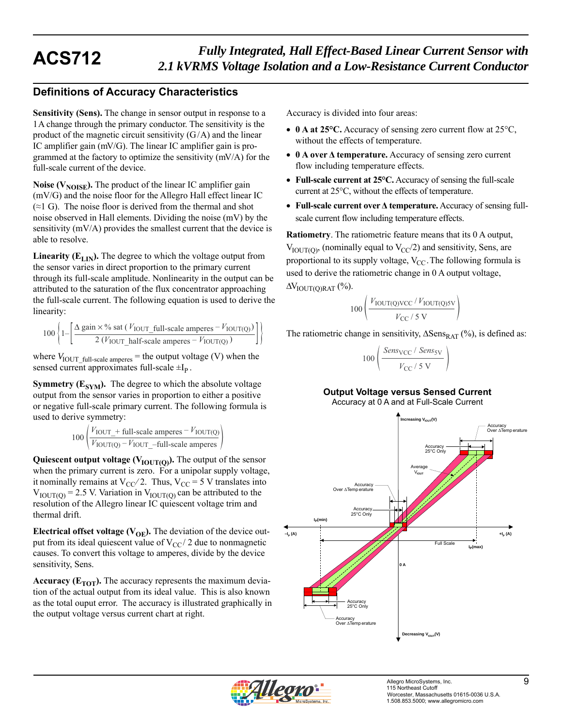## Definitions of Accuracy Characteristics

**Sensitivity (Sens).** The change in sensor output in response to a 1 A change through the primary conductor. The sensitivity is the product of the magnetic circuit sensitivity (G / A) and the linear IC amplifier gain (mV/G). The linear IC amplifier gain is programmed at the factory to optimize the sensitivity (mV/A) for the full-scale current of the device.

**Noise ($V_{NOISE}$).** The product of the linear IC amplifier gain (mV/G) and the noise floor for the Allegro Hall effect linear IC (≈1 G). The noise floor is derived from the thermal and shot noise observed in Hall elements. Dividing the noise (mV) by the sensitivity (mV/A) provides the smallest current that the device is able to resolve.

**Linearity ($E_{LIN}$).** The degree to which the voltage output from the sensor varies in direct proportion to the primary current through its full-scale amplitude. Nonlinearity in the output can be attributed to the saturation of the flux concentrator approaching the full-scale current. The following equation is used to derive the linearity:

$$100\left\{1-\left[\frac{\Delta \text{ gain} \times \%\text{ sat }(V_{\text{IOUT\_full-scale amperes}} - V_{\text{IOUT(Q)}})}{2\,(V_{\text{IOUT\_half-scale amperes}} - V_{\text{IOUT(Q)}})}\right]\right\}$$

where $V_{\text{IOUT\_full-scale amperes}}$ = the output voltage (V) when the sensed current approximates full-scale $\pm I_P$ .

**Symmetry ($E_{SYM}$).** The degree to which the absolute voltage output from the sensor varies in proportion to either a positive or negative full-scale primary current. The following formula is used to derive symmetry:

$$100\left(\frac{V_{\text{IOUT\_+ full-scale amperes}} - V_{\text{IOUT(Q)}}}{V_{\text{IOUT(Q)}} - V_{\text{IOUT\_–full-scale amperes}}}\right)$$

**Quiescent output voltage ($V_{IOUT(Q)}$).** The output of the sensor when the primary current is zero. For a unipolar supply voltage, it nominally remains at $V_{CC}/2$. Thus, $V_{CC}$ = 5 V translates into $V_{IOUT(Q)}$ = 2.5 V. Variation in $V_{IOUT(Q)}$ can be attributed to the resolution of the Allegro linear IC quiescent voltage trim and thermal drift.

**Electrical offset voltage ($V_{OE}$).** The deviation of the device output from its ideal quiescent value of $V_{CC}/2$ due to nonmagnetic causes. To convert this voltage to amperes, divide by the device sensitivity, Sens.

**Accuracy ($E_{TOT}$).** The accuracy represents the maximum deviation of the actual output from its ideal value. This is also known as the total ouput error. The accuracy is illustrated graphically in the output voltage versus current chart at right.

Accuracy is divided into four areas:

- **0 A at 25°C.** Accuracy of sensing zero current flow at 25°C, without the effects of temperature.
- **0 A over Δ temperature.** Accuracy of sensing zero current flow including temperature effects.
- **Full-scale current at 25°C.** Accuracy of sensing the full-scale current at 25°C, without the effects of temperature.
- **Full-scale current over Δ temperature.** Accuracy of sensing full-scale current flow including temperature effects.

**Ratiometry**. The ratiometric feature means that its 0 A output, $V_{IOUT(Q)}$, (nominally equal to $V_{CC}/2$) and sensitivity, Sens, are proportional to its supply voltage, $V_{CC}$. The following formula is used to derive the ratiometric change in 0 A output voltage, $\Delta V_{IOUT(Q)RAT}$ (%).

$$100\left(\frac{V_{\text{IOUT(Q)VCC}} / V_{\text{IOUT(Q)5V}}}{V_{\text{CC}} / 5\text{ V}}\right)$$

The ratiometric change in sensitivity, $\Delta Sens_{RAT}$ (%), is defined as:

$$100\left(\frac{Sens_{\text{VCC}} / Sens_{\text{5V}}}{V_{\text{CC}} / 5\text{ V}}\right)$$

**Output Voltage versus Sensed Current**
Accuracy at 0 A and at Full-Scale Current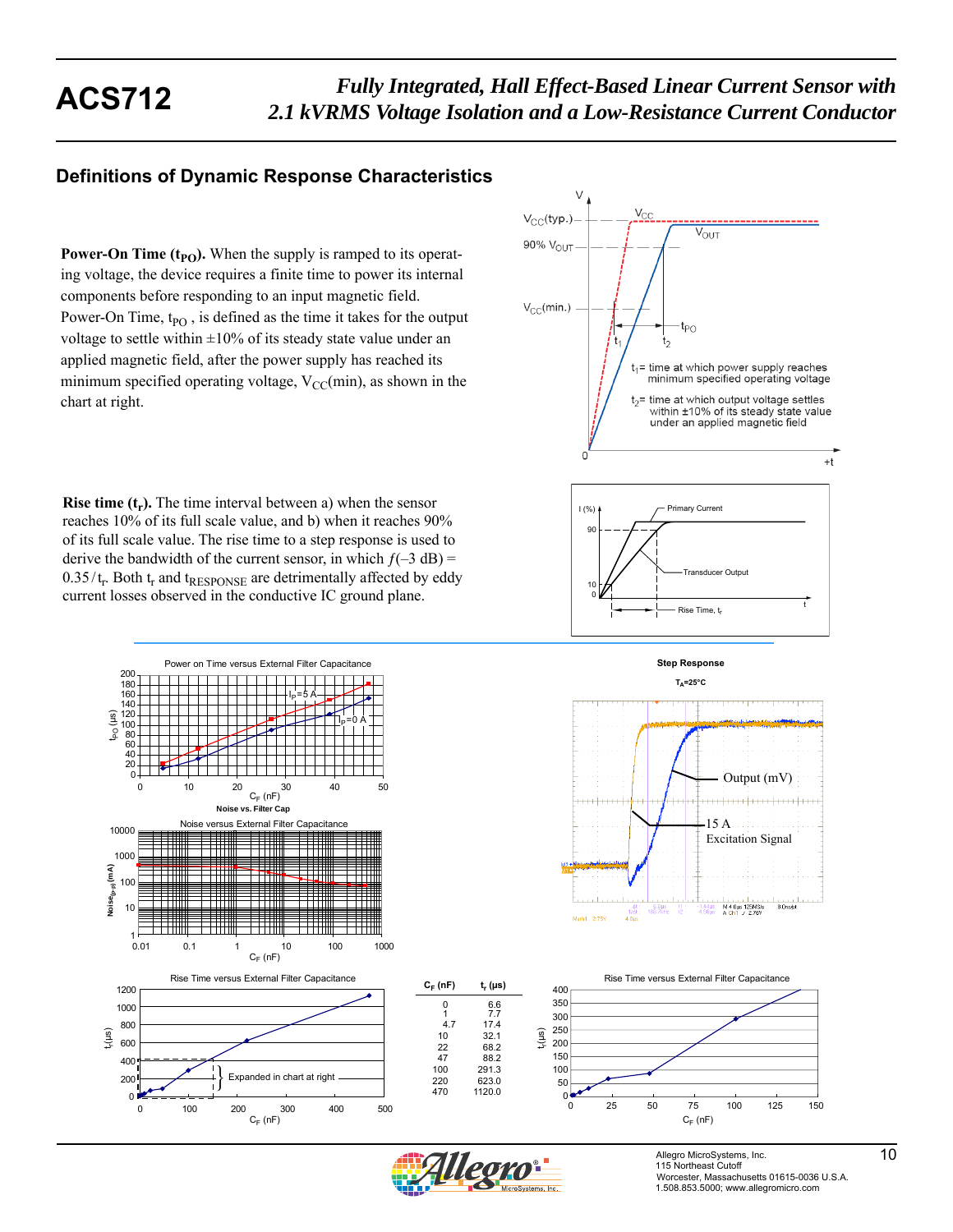## Definitions of Dynamic Response Characteristics

**Power-On Time ($t_{PO}$).** When the supply is ramped to its operating voltage, the device requires a finite time to power its internal components before responding to an input magnetic field. Power-On Time, $t_{PO}$ , is defined as the time it takes for the output voltage to settle within ±10% of its steady state value under an applied magnetic field, after the power supply has reached its minimum specified operating voltage, $V_{CC}$(min), as shown in the chart at right.

$t_1$ = time at which power supply reaches minimum specified operating voltage

$t_2$ = time at which output voltage settles within ±10% of its steady state value under an applied magnetic field

**Rise time ($t_r$).** The time interval between a) when the sensor reaches 10% of its full scale value, and b) when it reaches 90% of its full scale value. The rise time to a step response is used to derive the bandwidth of the current sensor, in which $f(–3\text{ dB}) = 0.35/t_r$. Both $t_r$ and $t_{RESPONSE}$ are detrimentally affected by eddy current losses observed in the conductive IC ground plane.

Power on Time versus External Filter Capacitance

Noise versus External Filter Capacitance

Step Response ($T_A$=25°C)

Rise Time versus External Filter Capacitance

| $C_F$ (nF) | $t_r$ (µs) |
|---|---|
| 0 | 6.6 |
| 1 | 7.7 |
| 4.7 | 17.4 |
| 10 | 32.1 |
| 22 | 68.2 |
| 47 | 88.2 |
| 100 | 291.3 |
| 220 | 623.0 |
| 470 | 1120.0 |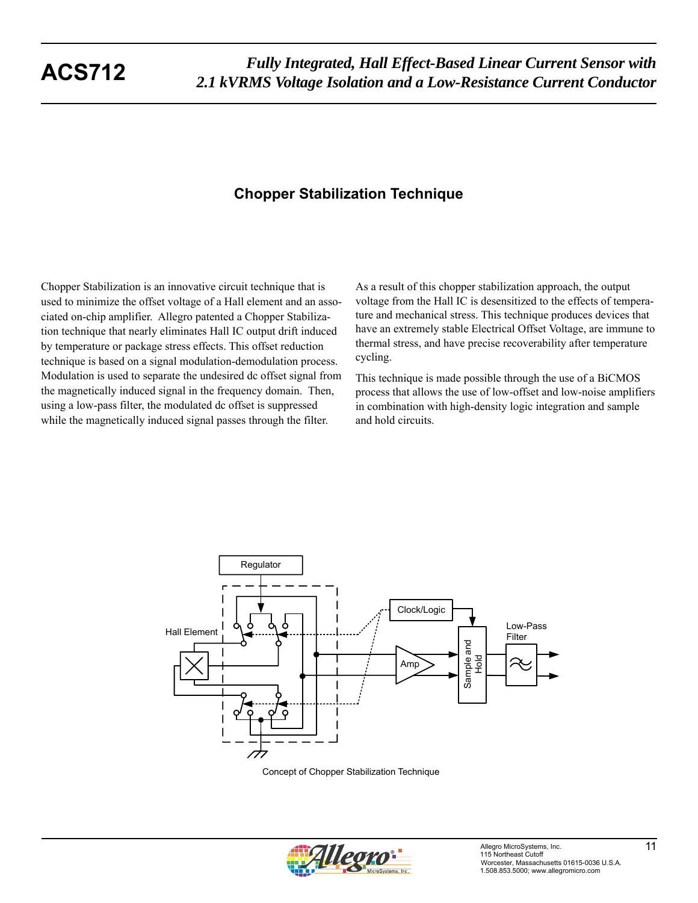## Chopper Stabilization Technique

Chopper Stabilization is an innovative circuit technique that is used to minimize the offset voltage of a Hall element and an associated on-chip amplifier. Allegro patented a Chopper Stabilization technique that nearly eliminates Hall IC output drift induced by temperature or package stress effects. This offset reduction technique is based on a signal modulation-demodulation process. Modulation is used to separate the undesired dc offset signal from the magnetically induced signal in the frequency domain. Then, using a low-pass filter, the modulated dc offset is suppressed while the magnetically induced signal passes through the filter.

As a result of this chopper stabilization approach, the output voltage from the Hall IC is desensitized to the effects of temperature and mechanical stress. This technique produces devices that have an extremely stable Electrical Offset Voltage, are immune to thermal stress, and have precise recoverability after temperature cycling.

This technique is made possible through the use of a BiCMOS process that allows the use of low-offset and low-noise amplifiers in combination with high-density logic integration and sample and hold circuits.

Regulator

Clock/Logic

Hall Element

Amp

Sample and Hold

Low-Pass Filter

Concept of Chopper Stabilization Technique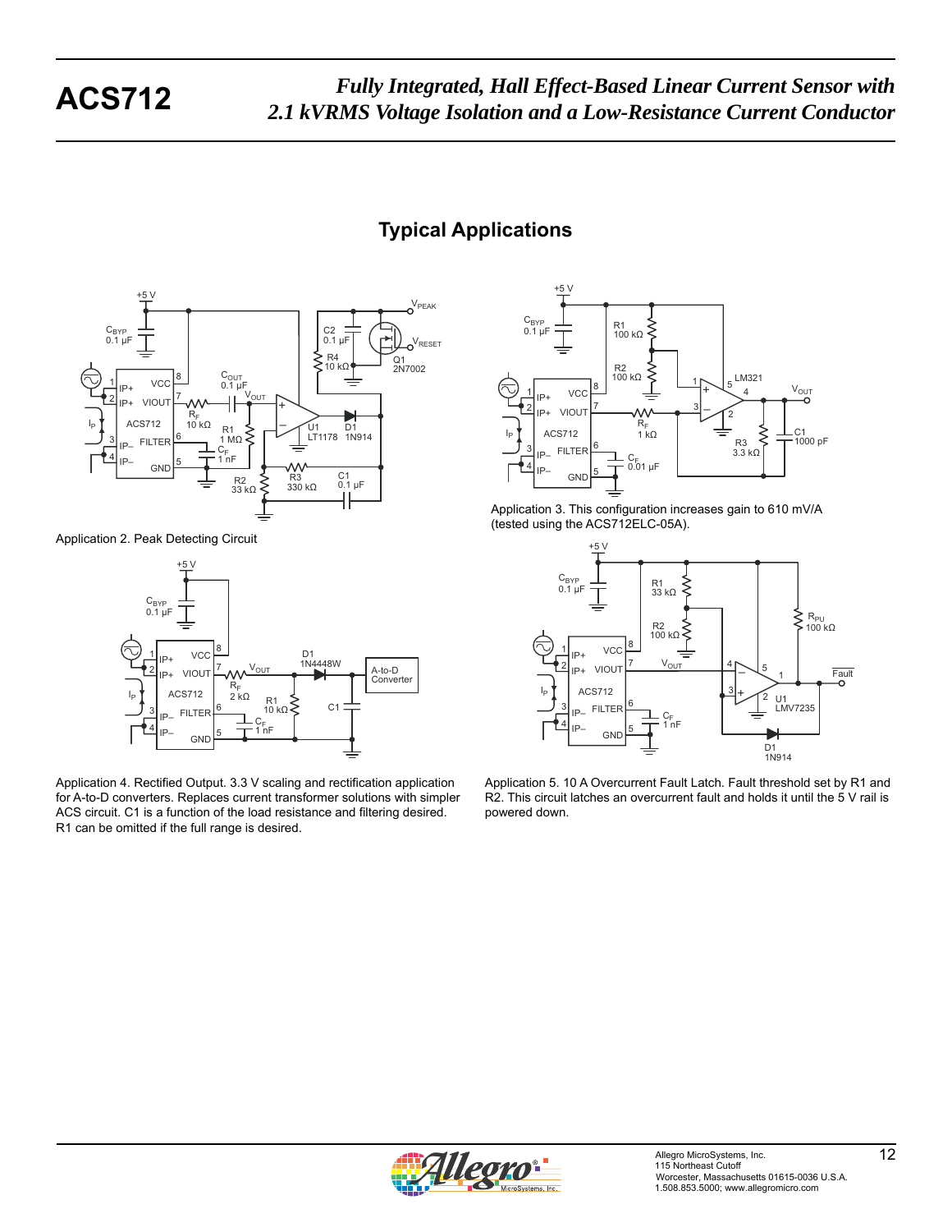## Typical Applications

Application 2. Peak Detecting Circuit

Application 3. This configuration increases gain to 610 mV/A (tested using the ACS712ELC-05A).

Application 4. Rectified Output. 3.3 V scaling and rectification application for A-to-D converters. Replaces current transformer solutions with simpler ACS circuit. C1 is a function of the load resistance and filtering desired. R1 can be omitted if the full range is desired.

Application 5. 10 A Overcurrent Fault Latch. Fault threshold set by R1 and R2. This circuit latches an overcurrent fault and holds it until the 5 V rail is powered down.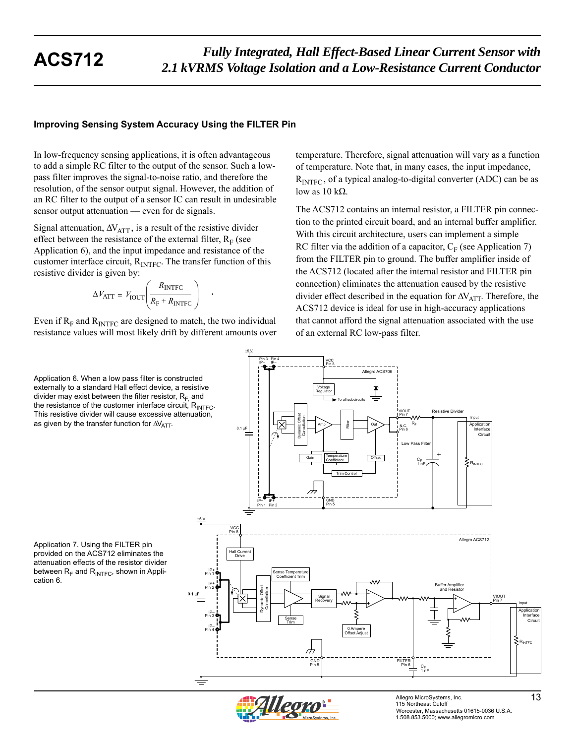## Improving Sensing System Accuracy Using the FILTER Pin

In low-frequency sensing applications, it is often advantageous to add a simple RC filter to the output of the sensor. Such a low-pass filter improves the signal-to-noise ratio, and therefore the resolution, of the sensor output signal. However, the addition of an RC filter to the output of a sensor IC can result in undesirable sensor output attenuation — even for dc signals.

Signal attenuation, $\Delta V_{ATT}$, is a result of the resistive divider effect between the resistance of the external filter, $R_F$ (see Application 6), and the input impedance and resistance of the customer interface circuit, $R_{INTFC}$. The transfer function of this resistive divider is given by:

$$\Delta V_{ATT} = V_{IOUT}\left(\frac{R_{INTFC}}{R_F + R_{INTFC}}\right) .$$

Even if $R_F$ and $R_{INTFC}$ are designed to match, the two individual resistance values will most likely drift by different amounts over temperature. Therefore, signal attenuation will vary as a function of temperature. Note that, in many cases, the input impedance, $R_{INTFC}$, of a typical analog-to-digital converter (ADC) can be as low as 10 kΩ.

The ACS712 contains an internal resistor, a FILTER pin connection to the printed circuit board, and an internal buffer amplifier. With this circuit architecture, users can implement a simple RC filter via the addition of a capacitor, $C_F$ (see Application 7) from the FILTER pin to ground. The buffer amplifier inside of the ACS712 (located after the internal resistor and FILTER pin connection) eliminates the attenuation caused by the resistive divider effect described in the equation for $\Delta V_{ATT}$. Therefore, the ACS712 device is ideal for use in high-accuracy applications that cannot afford the signal attenuation associated with the use of an external RC low-pass filter.

Application 6. When a low pass filter is constructed externally to a standard Hall effect device, a resistive divider may exist between the filter resistor, $R_F$, and the resistance of the customer interface circuit, $R_{INTFC}$. This resistive divider will cause excessive attenuation, as given by the transfer function for $\Delta V_{ATT}$.

Application 7. Using the FILTER pin provided on the ACS712 eliminates the attenuation effects of the resistor divider between $R_F$ and $R_{INTFC}$, shown in Application 6.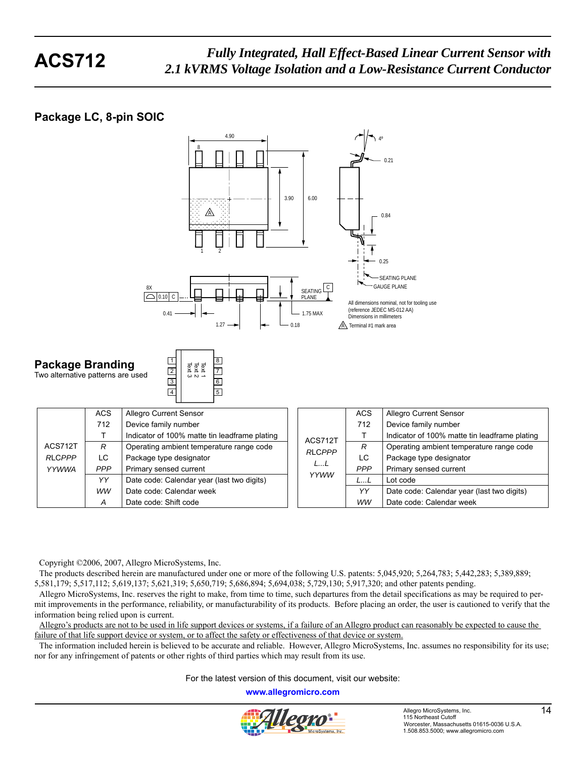## Package LC, 8-pin SOIC

4.90

8

1 2

3.90

6.00

A

4º

0.21

0.84

0.25

SEATING PLANE

GAUGE PLANE

8X

0.10 C

SEATING PLANE

C

0.41

1.27

1.75 MAX

0.18

All dimensions nominal, not for tooling use
(reference JEDEC MS-012 AA)
Dimensions in millimeters

A Terminal #1 mark area

## Package Branding

Two alternative patterns are used

1 2 3 4 8 7 6 5

Text 1
Text 2
Text 3

| | | |
|---|---|---|
| ACS712T *RLCPPP* *YYWWA* | ACS | Allegro Current Sensor |
| | 712 | Device family number |
| | T | Indicator of 100% matte tin leadframe plating |
| | *R* | Operating ambient temperature range code |
| | LC | Package type designator |
| | *PPP* | Primary sensed current |
| | *YY* | Date code: Calendar year (last two digits) |
| | *WW* | Date code: Calendar week |
| | *A* | Date code: Shift code |

| | | |
|---|---|---|
| ACS712T *RLCPPP* *L...L* *YYWW* | ACS | Allegro Current Sensor |
| | 712 | Device family number |
| | T | Indicator of 100% matte tin leadframe plating |
| | *R* | Operating ambient temperature range code |
| | LC | Package type designator |
| | *PPP* | Primary sensed current |
| | *L...L* | Lot code |
| | *YY* | Date code: Calendar year (last two digits) |
| | *WW* | Date code: Calendar week |

Copyright ©2006, 2007, Allegro MicroSystems, Inc.

The products described herein are manufactured under one or more of the following U.S. patents: 5,045,920; 5,264,783; 5,442,283; 5,389,889; 5,581,179; 5,517,112; 5,619,137; 5,621,319; 5,650,719; 5,686,894; 5,694,038; 5,729,130; 5,917,320; and other patents pending.

Allegro MicroSystems, Inc. reserves the right to make, from time to time, such departures from the detail specifications as may be required to permit improvements in the performance, reliability, or manufacturability of its products. Before placing an order, the user is cautioned to verify that the information being relied upon is current.

Allegro's products are not to be used in life support devices or systems, if a failure of an Allegro product can reasonably be expected to cause the failure of that life support device or system, or to affect the safety or effectiveness of that device or system.

The information included herein is believed to be accurate and reliable. However, Allegro MicroSystems, Inc. assumes no responsibility for its use; nor for any infringement of patents or other rights of third parties which may result from its use.

For the latest version of this document, visit our website:

**www.allegromicro.com**

Allegro MicroSystems, Inc.
115 Northeast Cutoff
Worcester, Massachusetts 01615-0036 U.S.A.
1.508.853.5000; www.allegromicro.com